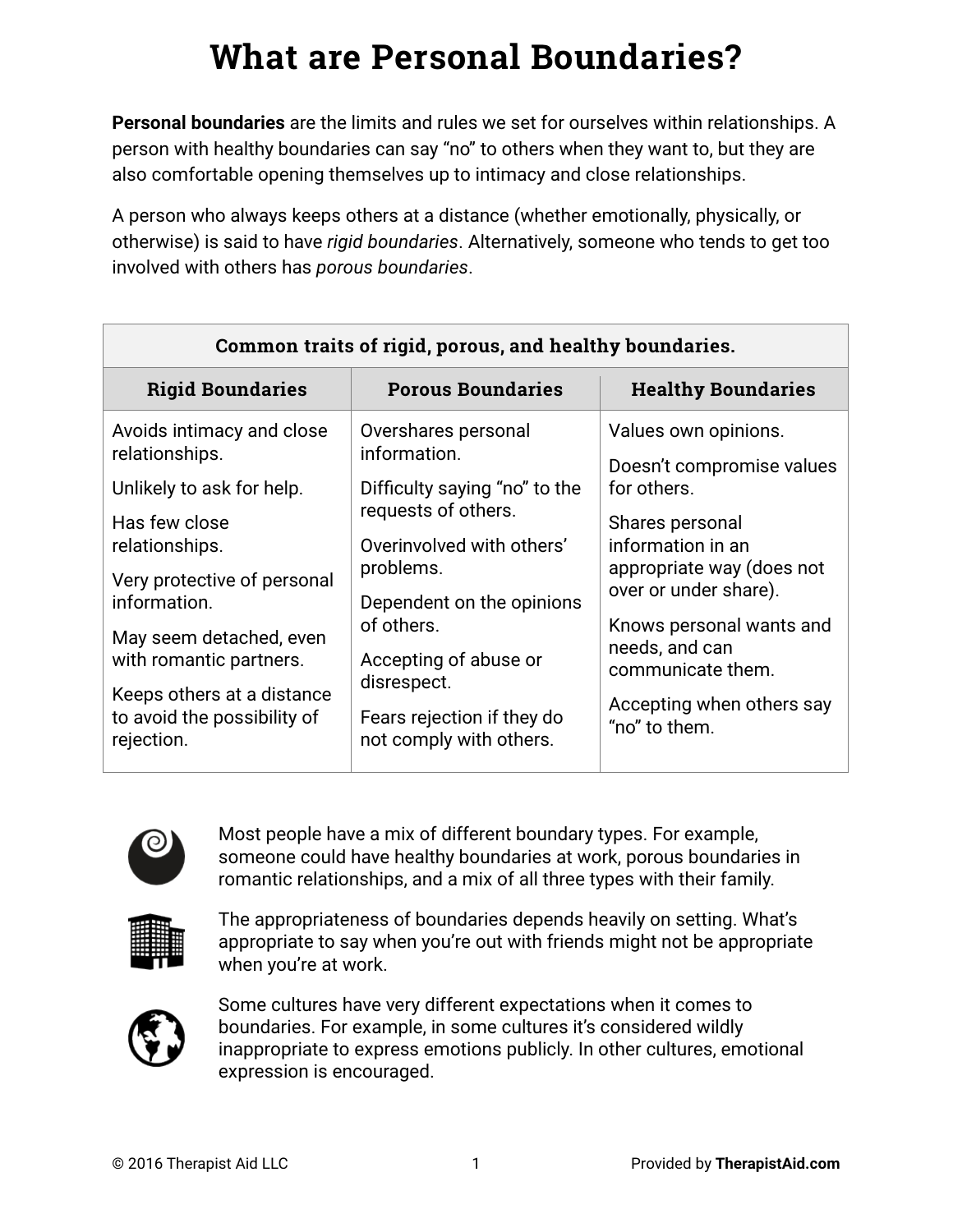# What are Personal Boundaries?

**Personal boundaries** are the limits and rules we set for ourselves within relationships. A person with healthy boundaries can say "no" to others when they want to, but they are also comfortable opening themselves up to intimacy and close relationships.

A person who always keeps others at a distance (whether emotionally, physically, or otherwise) is said to have *rigid boundaries*. Alternatively, someone who tends to get too involved with others has *porous boundaries*.

| Common traits of rigid, porous, and healthy boundaries. | | |
|---|---|---|
| **Rigid Boundaries** | **Porous Boundaries** | **Healthy Boundaries** |
| Avoids intimacy and close relationships.<br>Unlikely to ask for help.<br>Has few close relationships.<br>Very protective of personal information.<br>May seem detached, even with romantic partners.<br>Keeps others at a distance to avoid the possibility of rejection. | Overshares personal information.<br>Difficulty saying "no" to the requests of others.<br>Overinvolved with others' problems.<br>Dependent on the opinions of others.<br>Accepting of abuse or disrespect.<br>Fears rejection if they do not comply with others. | Values own opinions.<br>Doesn't compromise values for others.<br>Shares personal information in an appropriate way (does not over or under share).<br>Knows personal wants and needs, and can communicate them.<br>Accepting when others say "no" to them. |

Most people have a mix of different boundary types. For example, someone could have healthy boundaries at work, porous boundaries in romantic relationships, and a mix of all three types with their family.

The appropriateness of boundaries depends heavily on setting. What's appropriate to say when you're out with friends might not be appropriate when you're at work.

Some cultures have very different expectations when it comes to boundaries. For example, in some cultures it's considered wildly inappropriate to express emotions publicly. In other cultures, emotional expression is encouraged.

© 2016 Therapist Aid LLC Provided by **TherapistAid.com**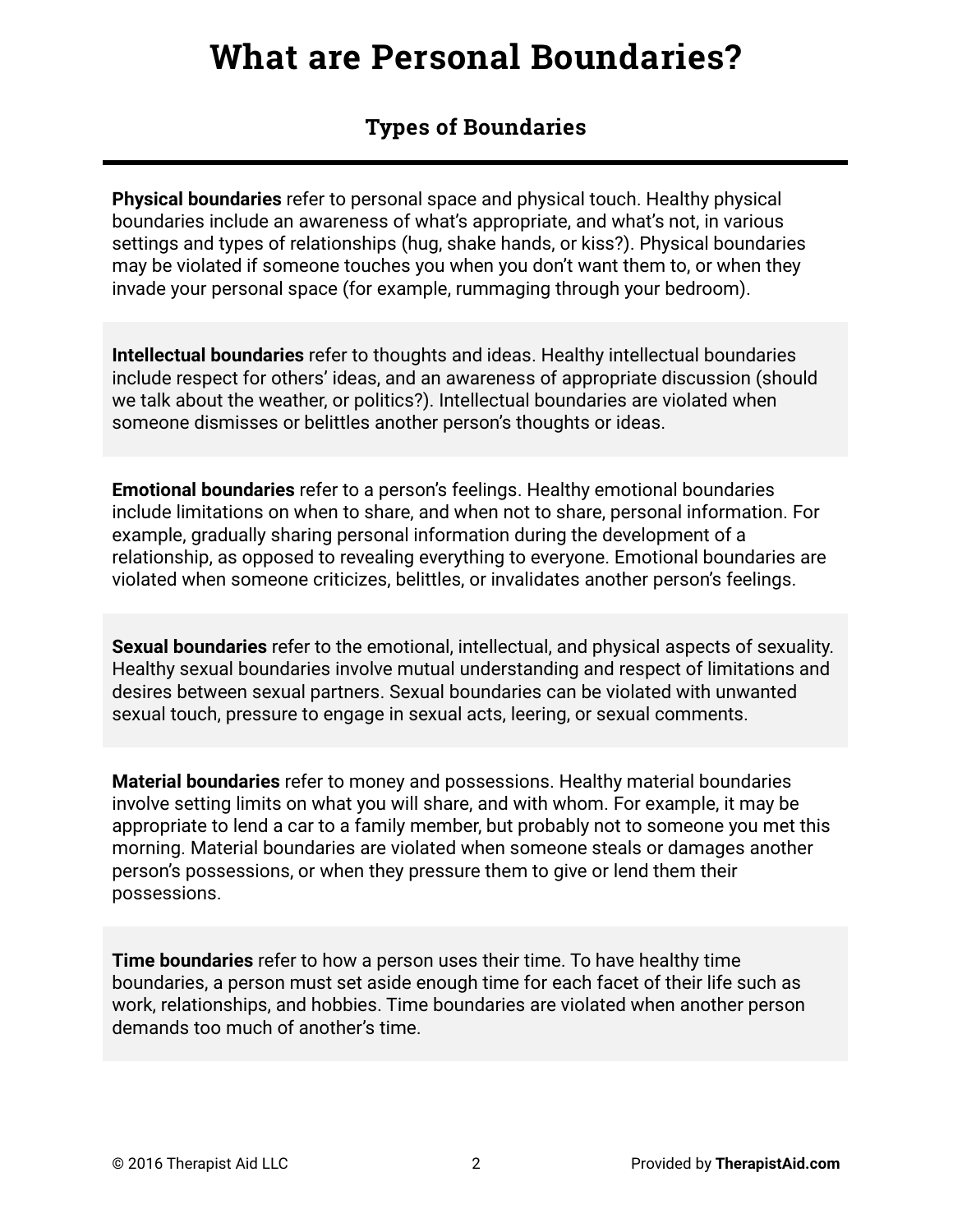# What are Personal Boundaries?

## Types of Boundaries

**Physical boundaries** refer to personal space and physical touch. Healthy physical boundaries include an awareness of what's appropriate, and what's not, in various settings and types of relationships (hug, shake hands, or kiss?). Physical boundaries may be violated if someone touches you when you don't want them to, or when they invade your personal space (for example, rummaging through your bedroom).

**Intellectual boundaries** refer to thoughts and ideas. Healthy intellectual boundaries include respect for others' ideas, and an awareness of appropriate discussion (should we talk about the weather, or politics?). Intellectual boundaries are violated when someone dismisses or belittles another person's thoughts or ideas.

**Emotional boundaries** refer to a person's feelings. Healthy emotional boundaries include limitations on when to share, and when not to share, personal information. For example, gradually sharing personal information during the development of a relationship, as opposed to revealing everything to everyone. Emotional boundaries are violated when someone criticizes, belittles, or invalidates another person's feelings.

**Sexual boundaries** refer to the emotional, intellectual, and physical aspects of sexuality. Healthy sexual boundaries involve mutual understanding and respect of limitations and desires between sexual partners. Sexual boundaries can be violated with unwanted sexual touch, pressure to engage in sexual acts, leering, or sexual comments.

**Material boundaries** refer to money and possessions. Healthy material boundaries involve setting limits on what you will share, and with whom. For example, it may be appropriate to lend a car to a family member, but probably not to someone you met this morning. Material boundaries are violated when someone steals or damages another person's possessions, or when they pressure them to give or lend them their possessions.

**Time boundaries** refer to how a person uses their time. To have healthy time boundaries, a person must set aside enough time for each facet of their life such as work, relationships, and hobbies. Time boundaries are violated when another person demands too much of another's time.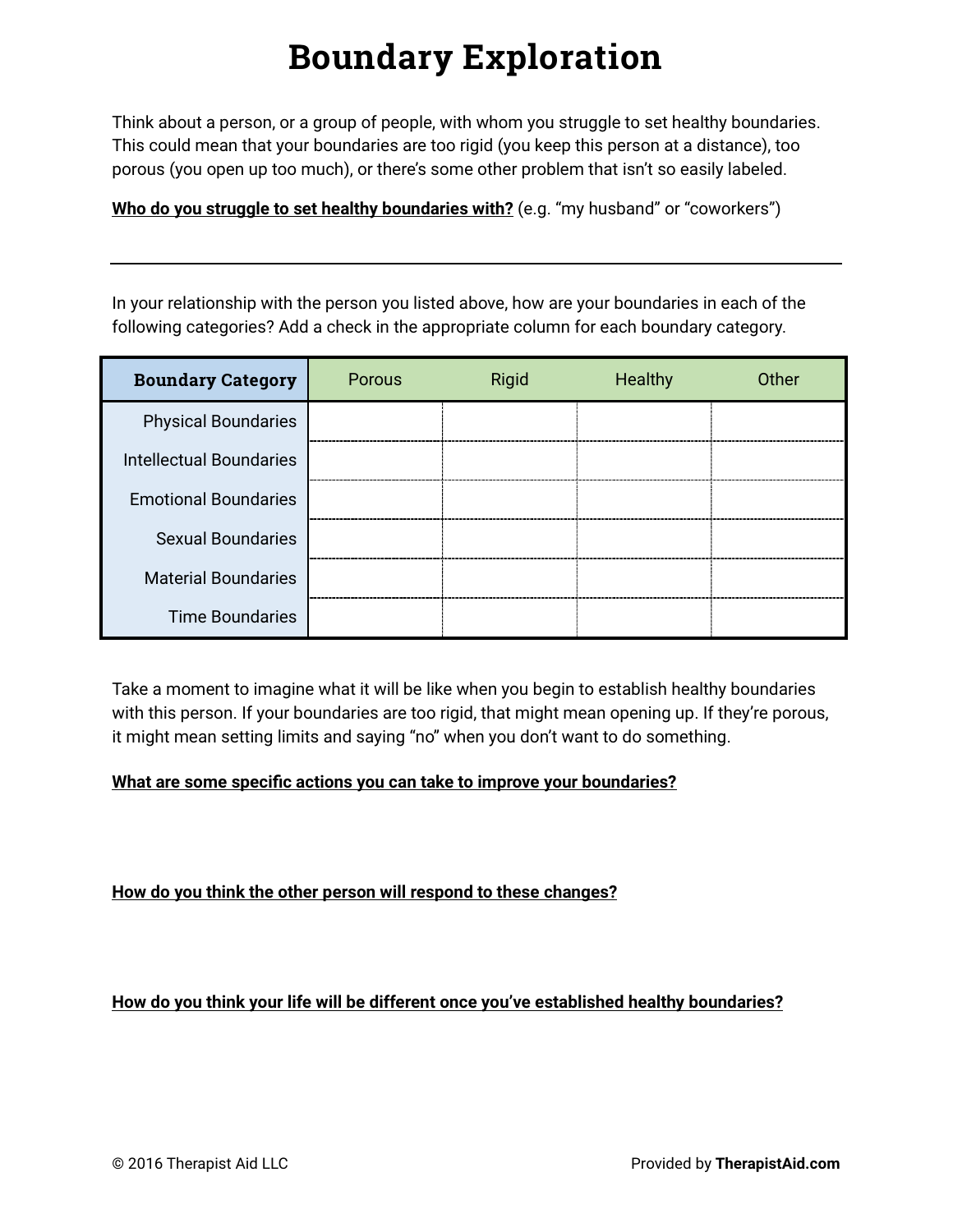# Boundary Exploration

Think about a person, or a group of people, with whom you struggle to set healthy boundaries. This could mean that your boundaries are too rigid (you keep this person at a distance), too porous (you open up too much), or there's some other problem that isn't so easily labeled.

**Who do you struggle to set healthy boundaries with?** (e.g. "my husband" or "coworkers")

_______________________________________________________________

In your relationship with the person you listed above, how are your boundaries in each of the following categories? Add a check in the appropriate column for each boundary category.

| Boundary Category | Porous | Rigid | Healthy | Other |
|---|---|---|---|---|
| Physical Boundaries | | | | |
| Intellectual Boundaries | | | | |
| Emotional Boundaries | | | | |
| Sexual Boundaries | | | | |
| Material Boundaries | | | | |
| Time Boundaries | | | | |

Take a moment to imagine what it will be like when you begin to establish healthy boundaries with this person. If your boundaries are too rigid, that might mean opening up. If they're porous, it might mean setting limits and saying "no" when you don't want to do something.

**What are some specific actions you can take to improve your boundaries?**

**How do you think the other person will respond to these changes?**

**How do you think your life will be different once you've established healthy boundaries?**

© 2016 Therapist Aid LLC Provided by **TherapistAid.com**